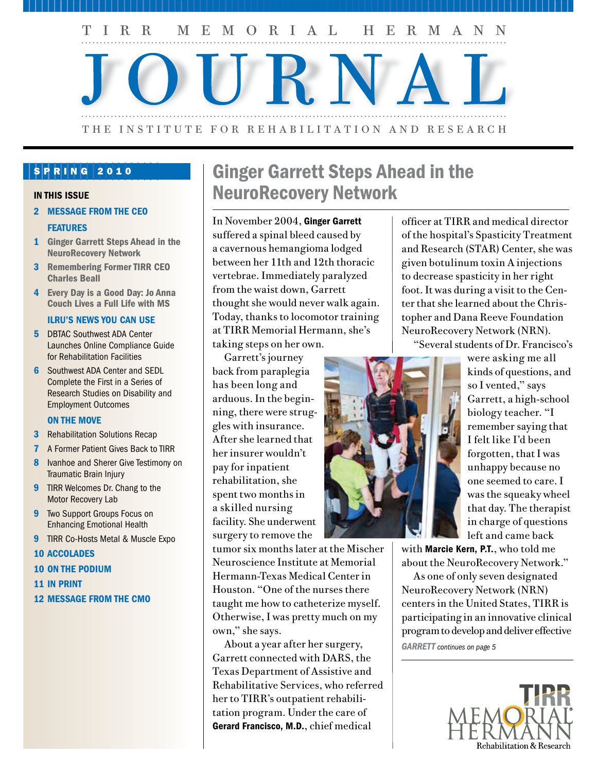# TIRR MEMORIAL HERMANN JOURNAL

THE INSTITUTE FOR REHABILITATION AND RESEARCH

**SPRING 2010**

**IN THIS ISSUE**

- **2 MESSAGE FROM THE CEO**

**FEATURES**

- **1 Ginger Garrett Steps Ahead in the NeuroRecovery Network**
- **3 Remembering Former TIRR CEO Charles Beall**
- **4 Every Day is a Good Day: Jo Anna Couch Lives a Full Life with MS**

**ILRU'S NEWS YOU CAN USE**

- **5** DBTAC Southwest ADA Center Launches Online Compliance Guide for Rehabilitation Facilities
- **6** Southwest ADA Center and SEDL Complete the First in a Series of Research Studies on Disability and Employment Outcomes

**ON THE MOVE**

- **3** Rehabilitation Solutions Recap
- **7** A Former Patient Gives Back to TIRR
- **8** Ivanhoe and Sherer Give Testimony on Traumatic Brain Injury
- **9** TIRR Welcomes Dr. Chang to the Motor Recovery Lab
- **9** Two Support Groups Focus on Enhancing Emotional Health
- **9** TIRR Co-Hosts Metal & Muscle Expo
- **10 ACCOLADES**
- **10 ON THE PODIUM**
- **11 IN PRINT**
- **12 MESSAGE FROM THE CMO**

## Ginger Garrett Steps Ahead in the NeuroRecovery Network

In November 2004, **Ginger Garrett** suffered a spinal bleed caused by a cavernous hemangioma lodged between her 11th and 12th thoracic vertebrae. Immediately paralyzed from the waist down, Garrett thought she would never walk again. Today, thanks to locomotor training at TIRR Memorial Hermann, she's taking steps on her own.

Garrett's journey back from paraplegia has been long and arduous. In the beginning, there were struggles with insurance. After she learned that her insurer wouldn't pay for inpatient rehabilitation, she spent two months in a skilled nursing facility. She underwent surgery to remove the tumor six months later at the Mischer Neuroscience Institute at Memorial Hermann-Texas Medical Center in Houston. "One of the nurses there taught me how to catheterize myself. Otherwise, I was pretty much on my own," she says.

About a year after her surgery, Garrett connected with DARS, the Texas Department of Assistive and Rehabilitative Services, who referred her to TIRR's outpatient rehabilitation program. Under the care of **Gerard Francisco, M.D.**, chief medical officer at TIRR and medical director of the hospital's Spasticity Treatment and Research (STAR) Center, she was given botulinum toxin A injections to decrease spasticity in her right foot. It was during a visit to the Center that she learned about the Christopher and Dana Reeve Foundation NeuroRecovery Network (NRN).

"Several students of Dr. Francisco's were asking me all kinds of questions, and so I vented," says Garrett, a high-school biology teacher. "I remember saying that I felt like I'd been forgotten, that I was unhappy because no one seemed to care. I was the squeaky wheel that day. The therapist in charge of questions left and came back with **Marcie Kern, P.T.**, who told me about the NeuroRecovery Network."

As one of only seven designated NeuroRecovery Network (NRN) centers in the United States, TIRR is participating in an innovative clinical program to develop and deliver effective

***GARRETT** continues on page 5*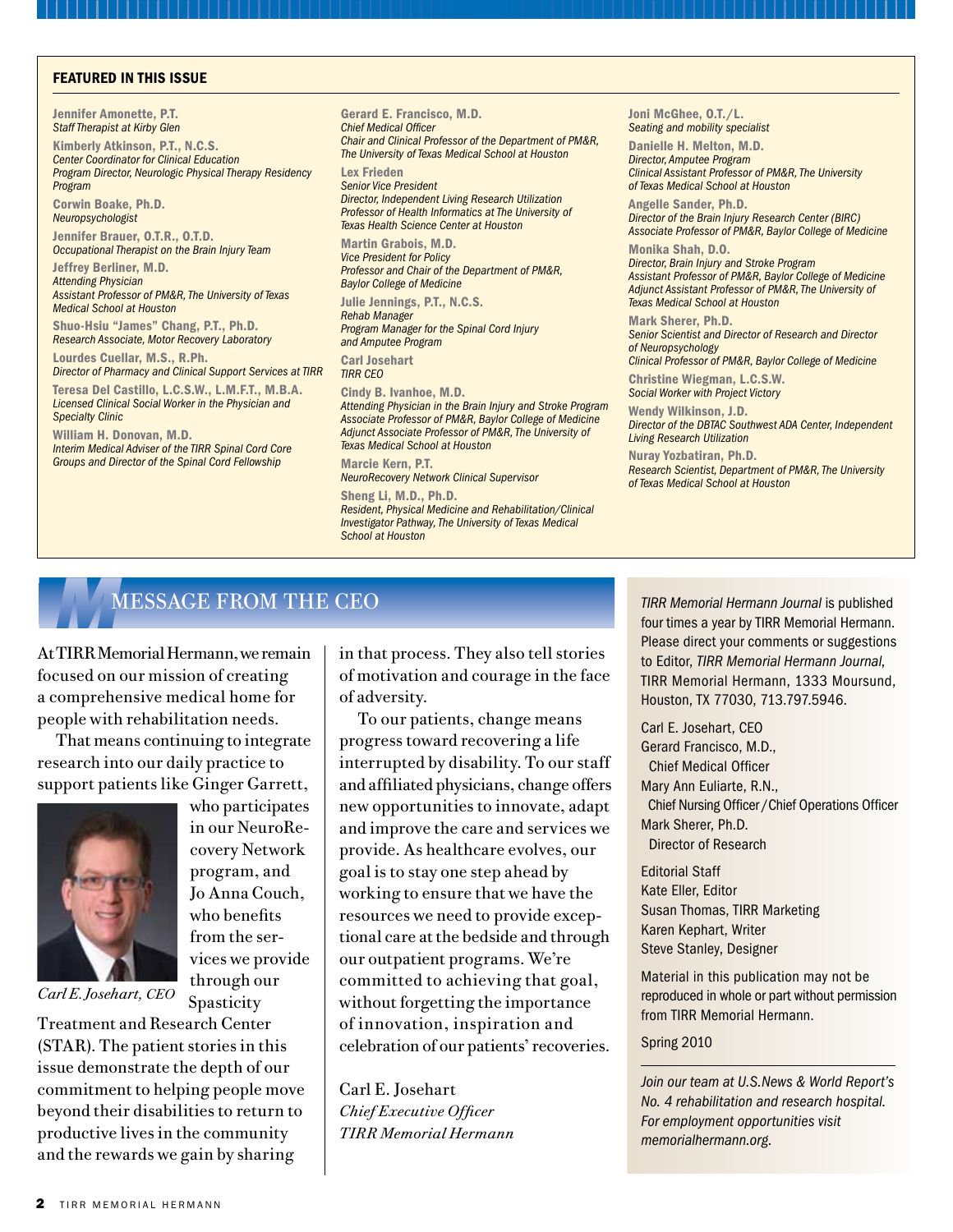## FEATURED IN THIS ISSUE

**Jennifer Amonette, P.T.**
*Staff Therapist at Kirby Glen*

**Kimberly Atkinson, P.T., N.C.S.**
*Center Coordinator for Clinical Education*
*Program Director, Neurologic Physical Therapy Residency Program*

**Corwin Boake, Ph.D.**
*Neuropsychologist*

**Jennifer Brauer, O.T.R., O.T.D.**
*Occupational Therapist on the Brain Injury Team*

**Jeffrey Berliner, M.D.**
*Attending Physician*
*Assistant Professor of PM&R, The University of Texas Medical School at Houston*

**Shuo-Hsiu "James" Chang, P.T., Ph.D.**
*Research Associate, Motor Recovery Laboratory*

**Lourdes Cuellar, M.S., R.Ph.**
*Director of Pharmacy and Clinical Support Services at TIRR*

**Teresa Del Castillo, L.C.S.W., L.M.F.T., M.B.A.**
*Licensed Clinical Social Worker in the Physician and Specialty Clinic*

**William H. Donovan, M.D.**
*Interim Medical Adviser of the TIRR Spinal Cord Core Groups and Director of the Spinal Cord Fellowship*

**Gerard E. Francisco, M.D.**
*Chief Medical Officer*
*Chair and Clinical Professor of the Department of PM&R, The University of Texas Medical School at Houston*

**Lex Frieden**
*Senior Vice President*
*Director, Independent Living Research Utilization*
*Professor of Health Informatics at The University of Texas Health Science Center at Houston*

**Martin Grabois, M.D.**
*Vice President for Policy*
*Professor and Chair of the Department of PM&R, Baylor College of Medicine*

**Julie Jennings, P.T., N.C.S.**
*Rehab Manager*
*Program Manager for the Spinal Cord Injury and Amputee Program*

**Carl Josehart**
*TIRR CEO*

**Cindy B. Ivanhoe, M.D.**
*Attending Physician in the Brain Injury and Stroke Program*
*Associate Professor of PM&R, Baylor College of Medicine*
*Adjunct Associate Professor of PM&R, The University of Texas Medical School at Houston*

**Marcie Kern, P.T.**
*NeuroRecovery Network Clinical Supervisor*

**Sheng Li, M.D., Ph.D.**
*Resident, Physical Medicine and Rehabilitation/Clinical Investigator Pathway, The University of Texas Medical School at Houston*

**Joni McGhee, O.T./L.**
*Seating and mobility specialist*

**Danielle H. Melton, M.D.**
*Director, Amputee Program*
*Clinical Assistant Professor of PM&R, The University of Texas Medical School at Houston*

**Angelle Sander, Ph.D.**
*Director of the Brain Injury Research Center (BIRC)*
*Associate Professor of PM&R, Baylor College of Medicine*

**Monika Shah, D.O.**
*Director, Brain Injury and Stroke Program*
*Assistant Professor of PM&R, Baylor College of Medicine*
*Adjunct Assistant Professor of PM&R, The University of Texas Medical School at Houston*

**Mark Sherer, Ph.D.**
*Senior Scientist and Director of Research and Director of Neuropsychology*
*Clinical Professor of PM&R, Baylor College of Medicine*

**Christine Wiegman, L.C.S.W.**
*Social Worker with Project Victory*

**Wendy Wilkinson, J.D.**
*Director of the DBTAC Southwest ADA Center, Independent Living Research Utilization*

**Nuray Yozbatiran, Ph.D.**
*Research Scientist, Department of PM&R, The University of Texas Medical School at Houston*

## MESSAGE FROM THE CEO

At TIRR Memorial Hermann, we remain focused on our mission of creating a comprehensive medical home for people with rehabilitation needs.

That means continuing to integrate research into our daily practice to support patients like Ginger Garrett, who participates in our NeuroRecovery Network program, and Jo Anna Couch, who benefits from the services we provide through our Spasticity Treatment and Research Center (STAR). The patient stories in this issue demonstrate the depth of our commitment to helping people move beyond their disabilities to return to productive lives in the community and the rewards we gain by sharing in that process. They also tell stories of motivation and courage in the face of adversity.

*Carl E. Josehart, CEO*

To our patients, change means progress toward recovering a life interrupted by disability. To our staff and affiliated physicians, change offers new opportunities to innovate, adapt and improve the care and services we provide. As healthcare evolves, our goal is to stay one step ahead by working to ensure that we have the resources we need to provide exceptional care at the bedside and through our outpatient programs. We're committed to achieving that goal, without forgetting the importance of innovation, inspiration and celebration of our patients' recoveries.

Carl E. Josehart
*Chief Executive Officer*
*TIRR Memorial Hermann*

*TIRR Memorial Hermann Journal* is published four times a year by TIRR Memorial Hermann. Please direct your comments or suggestions to Editor, *TIRR Memorial Hermann Journal*, TIRR Memorial Hermann, 1333 Moursund, Houston, TX 77030, 713.797.5946.

Carl E. Josehart, CEO
Gerard Francisco, M.D.,
Chief Medical Officer
Mary Ann Euliarte, R.N.,
Chief Nursing Officer / Chief Operations Officer
Mark Sherer, Ph.D.
Director of Research

Editorial Staff
Kate Eller, Editor
Susan Thomas, TIRR Marketing
Karen Kephart, Writer
Steve Stanley, Designer

Material in this publication may not be reproduced in whole or part without permission from TIRR Memorial Hermann.

Spring 2010

*Join our team at U.S.News & World Report's No. 4 rehabilitation and research hospital. For employment opportunities visit memorialhermann.org.*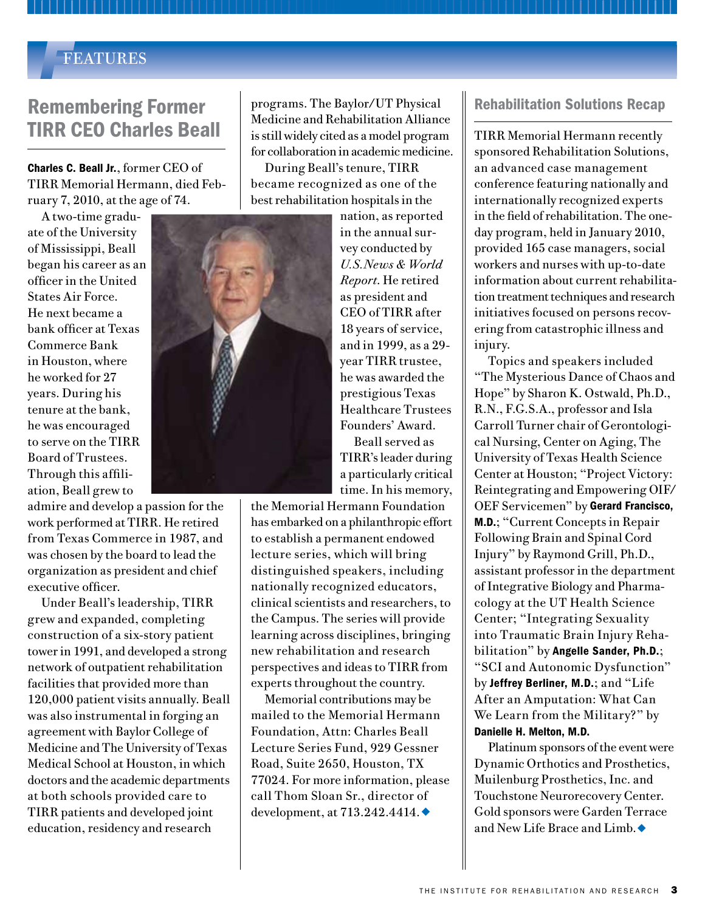FEATURES

## Remembering Former TIRR CEO Charles Beall

**Charles C. Beall Jr.**, former CEO of TIRR Memorial Hermann, died February 7, 2010, at the age of 74.

A two-time graduate of the University of Mississippi, Beall began his career as an officer in the United States Air Force. He next became a bank officer at Texas Commerce Bank in Houston, where he worked for 27 years. During his tenure at the bank, he was encouraged to serve on the TIRR Board of Trustees. Through this affiliation, Beall grew to admire and develop a passion for the work performed at TIRR. He retired from Texas Commerce in 1987, and was chosen by the board to lead the organization as president and chief executive officer.

Under Beall's leadership, TIRR grew and expanded, completing construction of a six-story patient tower in 1991, and developed a strong network of outpatient rehabilitation facilities that provided more than 120,000 patient visits annually. Beall was also instrumental in forging an agreement with Baylor College of Medicine and The University of Texas Medical School at Houston, in which doctors and the academic departments at both schools provided care to TIRR patients and developed joint education, residency and research programs. The Baylor/UT Physical Medicine and Rehabilitation Alliance is still widely cited as a model program for collaboration in academic medicine.

During Beall's tenure, TIRR became recognized as one of the best rehabilitation hospitals in the nation, as reported in the annual survey conducted by *U.S. News & World Report*. He retired as president and CEO of TIRR after 18 years of service, and in 1999, as a 29-year TIRR trustee, he was awarded the prestigious Texas Healthcare Trustees Founders' Award.

Beall served as TIRR's leader during a particularly critical time. In his memory, the Memorial Hermann Foundation has embarked on a philanthropic effort to establish a permanent endowed lecture series, which will bring distinguished speakers, including nationally recognized educators, clinical scientists and researchers, to the Campus. The series will provide learning across disciplines, bringing new rehabilitation and research perspectives and ideas to TIRR from experts throughout the country.

Memorial contributions may be mailed to the Memorial Hermann Foundation, Attn: Charles Beall Lecture Series Fund, 929 Gessner Road, Suite 2650, Houston, TX 77024. For more information, please call Thom Sloan Sr., director of development, at 713.242.4414. ◆

## Rehabilitation Solutions Recap

TIRR Memorial Hermann recently sponsored Rehabilitation Solutions, an advanced case management conference featuring nationally and internationally recognized experts in the field of rehabilitation. The one-day program, held in January 2010, provided 165 case managers, social workers and nurses with up-to-date information about current rehabilitation treatment techniques and research initiatives focused on persons recovering from catastrophic illness and injury.

Topics and speakers included "The Mysterious Dance of Chaos and Hope" by Sharon K. Ostwald, Ph.D., R.N., F.G.S.A., professor and Isla Carroll Turner chair of Gerontological Nursing, Center on Aging, The University of Texas Health Science Center at Houston; "Project Victory: Reintegrating and Empowering OIF/OEF Servicemen" by **Gerard Francisco, M.D.**; "Current Concepts in Repair Following Brain and Spinal Cord Injury" by Raymond Grill, Ph.D., assistant professor in the department of Integrative Biology and Pharmacology at the UT Health Science Center; "Integrating Sexuality into Traumatic Brain Injury Rehabilitation" by **Angelle Sander, Ph.D.**; "SCI and Autonomic Dysfunction" by **Jeffrey Berliner, M.D.**; and "Life After an Amputation: What Can We Learn from the Military?" by **Danielle H. Melton, M.D.**

Platinum sponsors of the event were Dynamic Orthotics and Prosthetics, Muilenburg Prosthetics, Inc. and Touchstone Neurorecovery Center. Gold sponsors were Garden Terrace and New Life Brace and Limb. ◆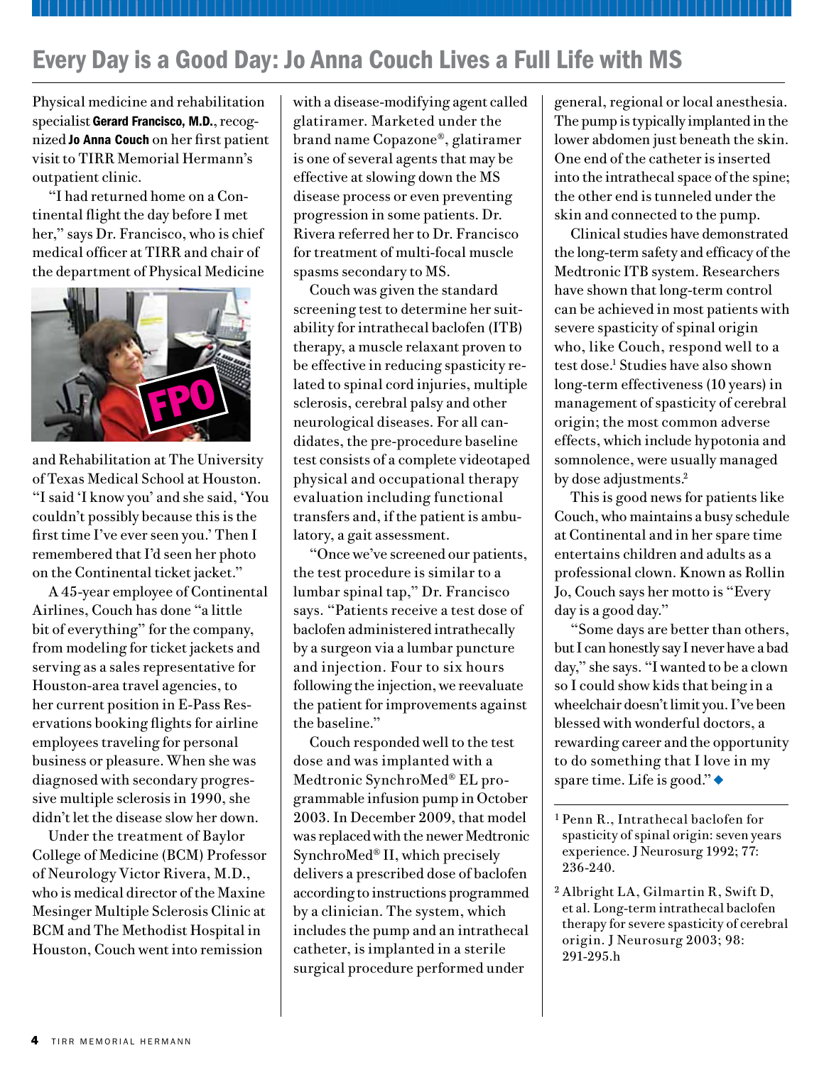## Every Day is a Good Day: Jo Anna Couch Lives a Full Life with MS

Physical medicine and rehabilitation specialist **Gerard Francisco, M.D.**, recognized **Jo Anna Couch** on her first patient visit to TIRR Memorial Hermann's outpatient clinic.

"I had returned home on a Continental flight the day before I met her," says Dr. Francisco, who is chief medical officer at TIRR and chair of the department of Physical Medicine and Rehabilitation at The University of Texas Medical School at Houston. "I said 'I know you' and she said, 'You couldn't possibly because this is the first time I've ever seen you.' Then I remembered that I'd seen her photo on the Continental ticket jacket."

A 45-year employee of Continental Airlines, Couch has done "a little bit of everything" for the company, from modeling for ticket jackets and serving as a sales representative for Houston-area travel agencies, to her current position in E-Pass Reservations booking flights for airline employees traveling for personal business or pleasure. When she was diagnosed with secondary progressive multiple sclerosis in 1990, she didn't let the disease slow her down.

Under the treatment of Baylor College of Medicine (BCM) Professor of Neurology Victor Rivera, M.D., who is medical director of the Maxine Mesinger Multiple Sclerosis Clinic at BCM and The Methodist Hospital in Houston, Couch went into remission with a disease-modifying agent called glatiramer. Marketed under the brand name Copazone®, glatiramer is one of several agents that may be effective at slowing down the MS disease process or even preventing progression in some patients. Dr. Rivera referred her to Dr. Francisco for treatment of multi-focal muscle spasms secondary to MS.

Couch was given the standard screening test to determine her suitability for intrathecal baclofen (ITB) therapy, a muscle relaxant proven to be effective in reducing spasticity related to spinal cord injuries, multiple sclerosis, cerebral palsy and other neurological diseases. For all candidates, the pre-procedure baseline test consists of a complete videotaped physical and occupational therapy evaluation including functional transfers and, if the patient is ambulatory, a gait assessment.

"Once we've screened our patients, the test procedure is similar to a lumbar spinal tap," Dr. Francisco says. "Patients receive a test dose of baclofen administered intrathecally by a surgeon via a lumbar puncture and injection. Four to six hours following the injection, we reevaluate the patient for improvements against the baseline."

Couch responded well to the test dose and was implanted with a Medtronic SynchroMed® EL programmable infusion pump in October 2003. In December 2009, that model was replaced with the newer Medtronic SynchroMed® II, which precisely delivers a prescribed dose of baclofen according to instructions programmed by a clinician. The system, which includes the pump and an intrathecal catheter, is implanted in a sterile surgical procedure performed under general, regional or local anesthesia. The pump is typically implanted in the lower abdomen just beneath the skin. One end of the catheter is inserted into the intrathecal space of the spine; the other end is tunneled under the skin and connected to the pump.

Clinical studies have demonstrated the long-term safety and efficacy of the Medtronic ITB system. Researchers have shown that long-term control can be achieved in most patients with severe spasticity of spinal origin who, like Couch, respond well to a test dose.[1] Studies have also shown long-term effectiveness (10 years) in management of spasticity of cerebral origin; the most common adverse effects, which include hypotonia and somnolence, were usually managed by dose adjustments.[2]

This is good news for patients like Couch, who maintains a busy schedule at Continental and in her spare time entertains children and adults as a professional clown. Known as Rollin Jo, Couch says her motto is "Every day is a good day."

"Some days are better than others, but I can honestly say I never have a bad day," she says. "I wanted to be a clown so I could show kids that being in a wheelchair doesn't limit you. I've been blessed with wonderful doctors, a rewarding career and the opportunity to do something that I love in my spare time. Life is good." ◆

---

[1] Penn R., Intrathecal baclofen for spasticity of spinal origin: seven years experience. J Neurosurg 1992; 77: 236-240.

[2] Albright LA, Gilmartin R, Swift D, et al. Long-term intrathecal baclofen therapy for severe spasticity of cerebral origin. J Neurosurg 2003; 98: 291-295.h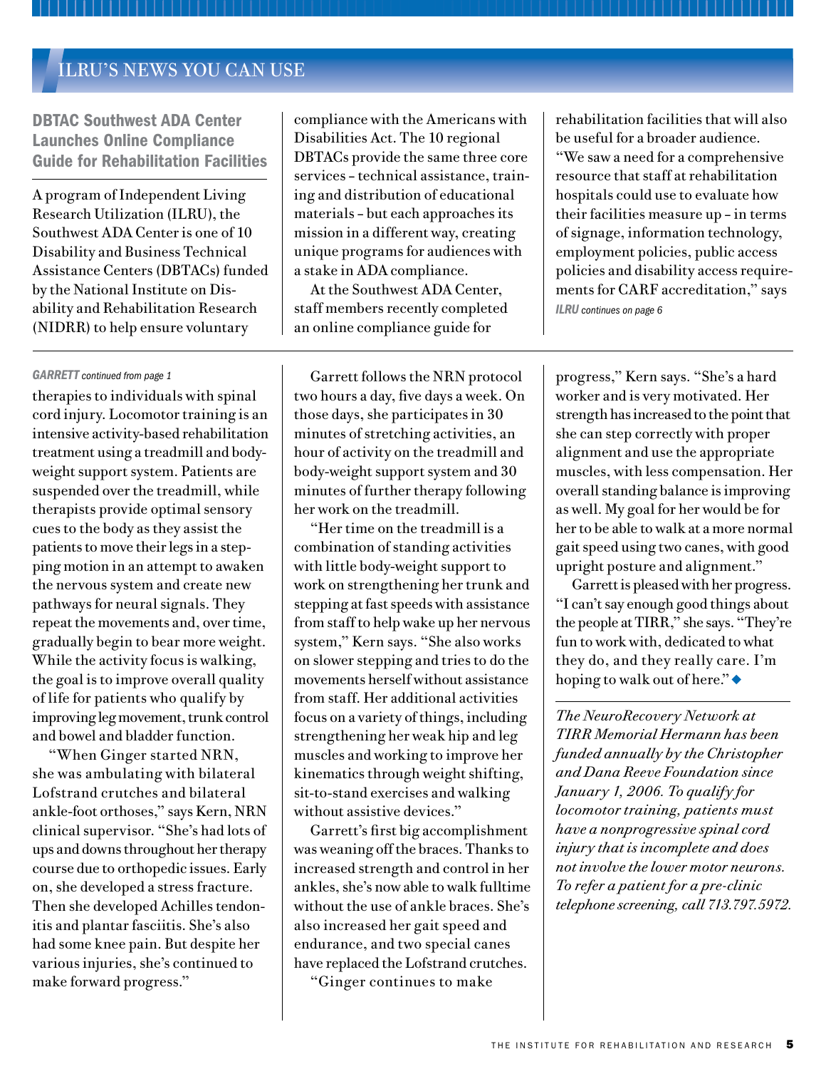## ILRU'S NEWS YOU CAN USE

### DBTAC Southwest ADA Center Launches Online Compliance Guide for Rehabilitation Facilities

A program of Independent Living Research Utilization (ILRU), the Southwest ADA Center is one of 10 Disability and Business Technical Assistance Centers (DBTACs) funded by the National Institute on Disability and Rehabilitation Research (NIDRR) to help ensure voluntary compliance with the Americans with Disabilities Act. The 10 regional DBTACs provide the same three core services – technical assistance, training and distribution of educational materials – but each approaches its mission in a different way, creating unique programs for audiences with a stake in ADA compliance.

At the Southwest ADA Center, staff members recently completed an online compliance guide for rehabilitation facilities that will also be useful for a broader audience. "We saw a need for a comprehensive resource that staff at rehabilitation hospitals could use to evaluate how their facilities measure up – in terms of signage, information technology, employment policies, public access policies and disability access requirements for CARF accreditation," says

*ILRU continues on page 6*

---

*GARRETT continued from page 1*

therapies to individuals with spinal cord injury. Locomotor training is an intensive activity-based rehabilitation treatment using a treadmill and body-weight support system. Patients are suspended over the treadmill, while therapists provide optimal sensory cues to the body as they assist the patients to move their legs in a stepping motion in an attempt to awaken the nervous system and create new pathways for neural signals. They repeat the movements and, over time, gradually begin to bear more weight. While the activity focus is walking, the goal is to improve overall quality of life for patients who qualify by improving leg movement, trunk control and bowel and bladder function.

"When Ginger started NRN, she was ambulating with bilateral Lofstrand crutches and bilateral ankle-foot orthoses," says Kern, NRN clinical supervisor. "She's had lots of ups and downs throughout her therapy course due to orthopedic issues. Early on, she developed a stress fracture. Then she developed Achilles tendonitis and plantar fasciitis. She's also had some knee pain. But despite her various injuries, she's continued to make forward progress."

Garrett follows the NRN protocol two hours a day, five days a week. On those days, she participates in 30 minutes of stretching activities, an hour of activity on the treadmill and body-weight support system and 30 minutes of further therapy following her work on the treadmill.

"Her time on the treadmill is a combination of standing activities with little body-weight support to work on strengthening her trunk and stepping at fast speeds with assistance from staff to help wake up her nervous system," Kern says. "She also works on slower stepping and tries to do the movements herself without assistance from staff. Her additional activities focus on a variety of things, including strengthening her weak hip and leg muscles and working to improve her kinematics through weight shifting, sit-to-stand exercises and walking without assistive devices."

Garrett's first big accomplishment was weaning off the braces. Thanks to increased strength and control in her ankles, she's now able to walk fulltime without the use of ankle braces. She's also increased her gait speed and endurance, and two special canes have replaced the Lofstrand crutches.

"Ginger continues to make progress," Kern says. "She's a hard worker and is very motivated. Her strength has increased to the point that she can step correctly with proper alignment and use the appropriate muscles, with less compensation. Her overall standing balance is improving as well. My goal for her would be for her to be able to walk at a more normal gait speed using two canes, with good upright posture and alignment."

Garrett is pleased with her progress. "I can't say enough good things about the people at TIRR," she says. "They're fun to work with, dedicated to what they do, and they really care. I'm hoping to walk out of here." ◆

---

*The NeuroRecovery Network at TIRR Memorial Hermann has been funded annually by the Christopher and Dana Reeve Foundation since January 1, 2006. To qualify for locomotor training, patients must have a nonprogressive spinal cord injury that is incomplete and does not involve the lower motor neurons. To refer a patient for a pre-clinic telephone screening, call 713.797.5972.*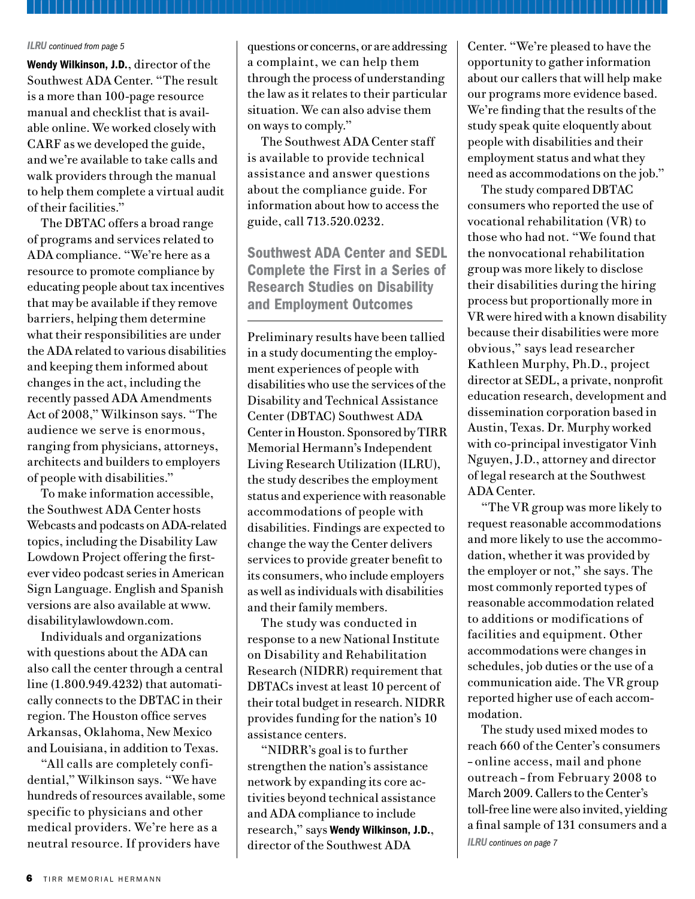*ILRU continued from page 5*

**Wendy Wilkinson, J.D.**, director of the Southwest ADA Center. "The result is a more than 100-page resource manual and checklist that is available online. We worked closely with CARF as we developed the guide, and we're available to take calls and walk providers through the manual to help them complete a virtual audit of their facilities."

The DBTAC offers a broad range of programs and services related to ADA compliance. "We're here as a resource to promote compliance by educating people about tax incentives that may be available if they remove barriers, helping them determine what their responsibilities are under the ADA related to various disabilities and keeping them informed about changes in the act, including the recently passed ADA Amendments Act of 2008," Wilkinson says. "The audience we serve is enormous, ranging from physicians, attorneys, architects and builders to employers of people with disabilities."

To make information accessible, the Southwest ADA Center hosts Webcasts and podcasts on ADA-related topics, including the Disability Law Lowdown Project offering the first-ever video podcast series in American Sign Language. English and Spanish versions are also available at www.disabilitylawlowdown.com.

Individuals and organizations with questions about the ADA can also call the center through a central line (1.800.949.4232) that automatically connects to the DBTAC in their region. The Houston office serves Arkansas, Oklahoma, New Mexico and Louisiana, in addition to Texas.

"All calls are completely confidential," Wilkinson says. "We have hundreds of resources available, some specific to physicians and other medical providers. We're here as a neutral resource. If providers have questions or concerns, or are addressing a complaint, we can help them through the process of understanding the law as it relates to their particular situation. We can also advise them on ways to comply."

The Southwest ADA Center staff is available to provide technical assistance and answer questions about the compliance guide. For information about how to access the guide, call 713.520.0232.

## Southwest ADA Center and SEDL Complete the First in a Series of Research Studies on Disability and Employment Outcomes

Preliminary results have been tallied in a study documenting the employment experiences of people with disabilities who use the services of the Disability and Technical Assistance Center (DBTAC) Southwest ADA Center in Houston. Sponsored by TIRR Memorial Hermann's Independent Living Research Utilization (ILRU), the study describes the employment status and experience with reasonable accommodations of people with disabilities. Findings are expected to change the way the Center delivers services to provide greater benefit to its consumers, who include employers as well as individuals with disabilities and their family members.

The study was conducted in response to a new National Institute on Disability and Rehabilitation Research (NIDRR) requirement that DBTACs invest at least 10 percent of their total budget in research. NIDRR provides funding for the nation's 10 assistance centers.

"NIDRR's goal is to further strengthen the nation's assistance network by expanding its core activities beyond technical assistance and ADA compliance to include research," says **Wendy Wilkinson, J.D.**, director of the Southwest ADA Center. "We're pleased to have the opportunity to gather information about our callers that will help make our programs more evidence based. We're finding that the results of the study speak quite eloquently about people with disabilities and their employment status and what they need as accommodations on the job."

The study compared DBTAC consumers who reported the use of vocational rehabilitation (VR) to those who had not. "We found that the nonvocational rehabilitation group was more likely to disclose their disabilities during the hiring process but proportionally more in VR were hired with a known disability because their disabilities were more obvious," says lead researcher Kathleen Murphy, Ph.D., project director at SEDL, a private, nonprofit education research, development and dissemination corporation based in Austin, Texas. Dr. Murphy worked with co-principal investigator Vinh Nguyen, J.D., attorney and director of legal research at the Southwest ADA Center.

"The VR group was more likely to request reasonable accommodations and more likely to use the accommodation, whether it was provided by the employer or not," she says. The most commonly reported types of reasonable accommodation related to additions or modifications of facilities and equipment. Other accommodations were changes in schedules, job duties or the use of a communication aide. The VR group reported higher use of each accommodation.

The study used mixed modes to reach 660 of the Center's consumers – online access, mail and phone outreach – from February 2008 to March 2009. Callers to the Center's toll-free line were also invited, yielding a final sample of 131 consumers and a

*ILRU continues on page 7*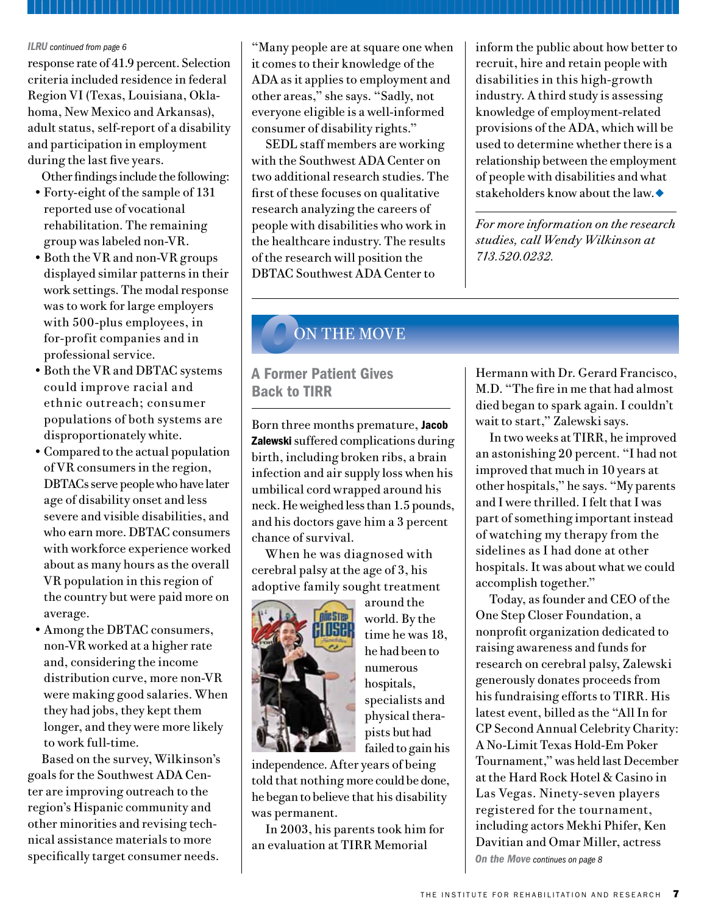*ILRU continued from page 6*

response rate of 41.9 percent. Selection criteria included residence in federal Region VI (Texas, Louisiana, Oklahoma, New Mexico and Arkansas), adult status, self-report of a disability and participation in employment during the last five years.

Other findings include the following:

- Forty-eight of the sample of 131 reported use of vocational rehabilitation. The remaining group was labeled non-VR.
- Both the VR and non-VR groups displayed similar patterns in their work settings. The modal response was to work for large employers with 500-plus employees, in for-profit companies and in professional service.
- Both the VR and DBTAC systems could improve racial and ethnic outreach; consumer populations of both systems are disproportionately white.
- Compared to the actual population of VR consumers in the region, DBTACs serve people who have later age of disability onset and less severe and visible disabilities, and who earn more. DBTAC consumers with workforce experience worked about as many hours as the overall VR population in this region of the country but were paid more on average.
- Among the DBTAC consumers, non-VR worked at a higher rate and, considering the income distribution curve, more non-VR were making good salaries. When they had jobs, they kept them longer, and they were more likely to work full-time.

Based on the survey, Wilkinson's goals for the Southwest ADA Center are improving outreach to the region's Hispanic community and other minorities and revising technical assistance materials to more specifically target consumer needs.

"Many people are at square one when it comes to their knowledge of the ADA as it applies to employment and other areas," she says. "Sadly, not everyone eligible is a well-informed consumer of disability rights."

SEDL staff members are working with the Southwest ADA Center on two additional research studies. The first of these focuses on qualitative research analyzing the careers of people with disabilities who work in the healthcare industry. The results of the research will position the DBTAC Southwest ADA Center to inform the public about how better to recruit, hire and retain people with disabilities in this high-growth industry. A third study is assessing knowledge of employment-related provisions of the ADA, which will be used to determine whether there is a relationship between the employment of people with disabilities and what stakeholders know about the law.◆

*For more information on the research studies, call Wendy Wilkinson at 713.520.0232.*

## On the Move

### A Former Patient Gives Back to TIRR

Born three months premature, **Jacob Zalewski** suffered complications during birth, including broken ribs, a brain infection and air supply loss when his umbilical cord wrapped around his neck. He weighed less than 1.5 pounds, and his doctors gave him a 3 percent chance of survival.

When he was diagnosed with cerebral palsy at the age of 3, his adoptive family sought treatment around the world. By the time he was 18, he had been to numerous hospitals, specialists and physical therapists but had failed to gain his independence. After years of being told that nothing more could be done, he began to believe that his disability was permanent.

In 2003, his parents took him for an evaluation at TIRR Memorial Hermann with Dr. Gerard Francisco, M.D. "The fire in me that had almost died began to spark again. I couldn't wait to start," Zalewski says.

In two weeks at TIRR, he improved an astonishing 20 percent. "I had not improved that much in 10 years at other hospitals," he says. "My parents and I were thrilled. I felt that I was part of something important instead of watching my therapy from the sidelines as I had done at other hospitals. It was about what we could accomplish together."

Today, as founder and CEO of the One Step Closer Foundation, a nonprofit organization dedicated to raising awareness and funds for research on cerebral palsy, Zalewski generously donates proceeds from his fundraising efforts to TIRR. His latest event, billed as the "All In for CP Second Annual Celebrity Charity: A No-Limit Texas Hold-Em Poker Tournament," was held last December at the Hard Rock Hotel & Casino in Las Vegas. Ninety-seven players registered for the tournament, including actors Mekhi Phifer, Ken Davitian and Omar Miller, actress

*On the Move continues on page 8*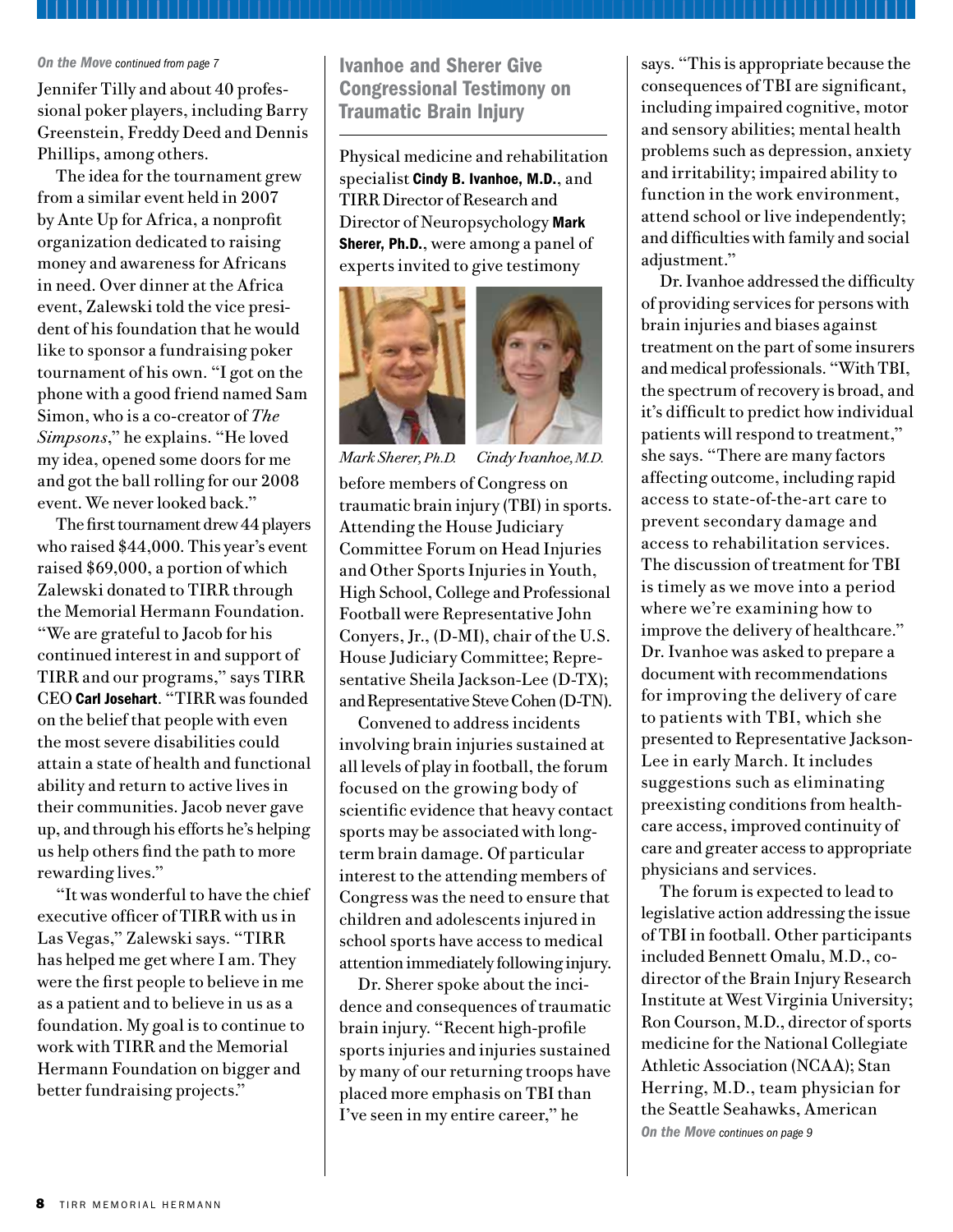*On the Move continued from page 7*

Jennifer Tilly and about 40 professional poker players, including Barry Greenstein, Freddy Deed and Dennis Phillips, among others.

The idea for the tournament grew from a similar event held in 2007 by Ante Up for Africa, a nonprofit organization dedicated to raising money and awareness for Africans in need. Over dinner at the Africa event, Zalewski told the vice president of his foundation that he would like to sponsor a fundraising poker tournament of his own. "I got on the phone with a good friend named Sam Simon, who is a co-creator of *The Simpsons*," he explains. "He loved my idea, opened some doors for me and got the ball rolling for our 2008 event. We never looked back."

The first tournament drew 44 players who raised $44,000. This year's event raised $69,000, a portion of which Zalewski donated to TIRR through the Memorial Hermann Foundation. "We are grateful to Jacob for his continued interest in and support of TIRR and our programs," says TIRR CEO **Carl Josehart**. "TIRR was founded on the belief that people with even the most severe disabilities could attain a state of health and functional ability and return to active lives in their communities. Jacob never gave up, and through his efforts he's helping us help others find the path to more rewarding lives."

"It was wonderful to have the chief executive officer of TIRR with us in Las Vegas," Zalewski says. "TIRR has helped me get where I am. They were the first people to believe in me as a patient and to believe in us as a foundation. My goal is to continue to work with TIRR and the Memorial Hermann Foundation on bigger and better fundraising projects."

## Ivanhoe and Sherer Give Congressional Testimony on Traumatic Brain Injury

Physical medicine and rehabilitation specialist **Cindy B. Ivanhoe, M.D.**, and TIRR Director of Research and Director of Neuropsychology **Mark Sherer, Ph.D.**, were among a panel of experts invited to give testimony before members of Congress on traumatic brain injury (TBI) in sports. Attending the House Judiciary Committee Forum on Head Injuries and Other Sports Injuries in Youth, High School, College and Professional Football were Representative John Conyers, Jr., (D-MI), chair of the U.S. House Judiciary Committee; Representative Sheila Jackson-Lee (D-TX); and Representative Steve Cohen (D-TN).

*Mark Sherer, Ph.D.* *Cindy Ivanhoe, M.D.*

Convened to address incidents involving brain injuries sustained at all levels of play in football, the forum focused on the growing body of scientific evidence that heavy contact sports may be associated with long-term brain damage. Of particular interest to the attending members of Congress was the need to ensure that children and adolescents injured in school sports have access to medical attention immediately following injury.

Dr. Sherer spoke about the incidence and consequences of traumatic brain injury. "Recent high-profile sports injuries and injuries sustained by many of our returning troops have placed more emphasis on TBI than I've seen in my entire career," he says. "This is appropriate because the consequences of TBI are significant, including impaired cognitive, motor and sensory abilities; mental health problems such as depression, anxiety and irritability; impaired ability to function in the work environment, attend school or live independently; and difficulties with family and social adjustment."

Dr. Ivanhoe addressed the difficulty of providing services for persons with brain injuries and biases against treatment on the part of some insurers and medical professionals. "With TBI, the spectrum of recovery is broad, and it's difficult to predict how individual patients will respond to treatment," she says. "There are many factors affecting outcome, including rapid access to state-of-the-art care to prevent secondary damage and access to rehabilitation services. The discussion of treatment for TBI is timely as we move into a period where we're examining how to improve the delivery of healthcare." Dr. Ivanhoe was asked to prepare a document with recommendations for improving the delivery of care to patients with TBI, which she presented to Representative Jackson-Lee in early March. It includes suggestions such as eliminating preexisting conditions from healthcare access, improved continuity of care and greater access to appropriate physicians and services.

The forum is expected to lead to legislative action addressing the issue of TBI in football. Other participants included Bennett Omalu, M.D., co-director of the Brain Injury Research Institute at West Virginia University; Ron Courson, M.D., director of sports medicine for the National Collegiate Athletic Association (NCAA); Stan Herring, M.D., team physician for the Seattle Seahawks, American

*On the Move continues on page 9*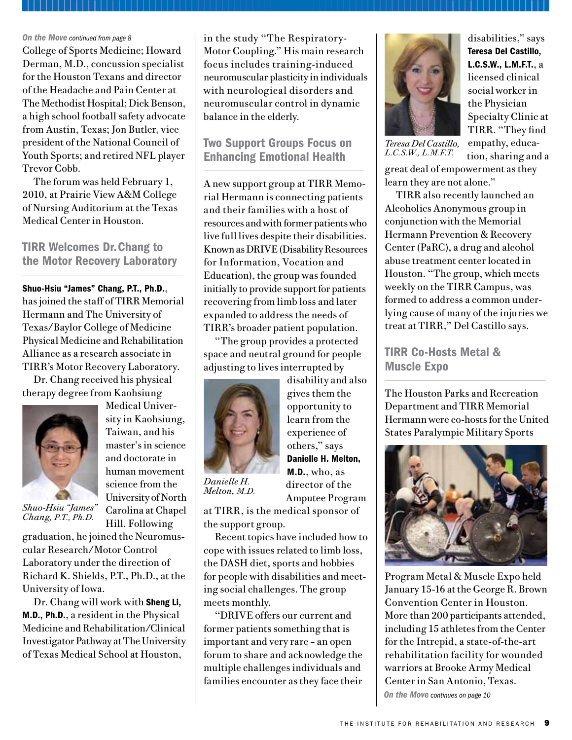*On the Move continued from page 8*

College of Sports Medicine; Howard Derman, M.D., concussion specialist for the Houston Texans and director of the Headache and Pain Center at The Methodist Hospital; Dick Benson, a high school football safety advocate from Austin, Texas; Jon Butler, vice president of the National Council of Youth Sports; and retired NFL player Trevor Cobb.

The forum was held February 1, 2010, at Prairie View A&M College of Nursing Auditorium at the Texas Medical Center in Houston.

## TIRR Welcomes Dr. Chang to the Motor Recovery Laboratory

**Shuo-Hsiu "James" Chang, P.T., Ph.D.**, has joined the staff of TIRR Memorial Hermann and The University of Texas/Baylor College of Medicine Physical Medicine and Rehabilitation Alliance as a research associate in TIRR's Motor Recovery Laboratory.

Dr. Chang received his physical therapy degree from Kaohsiung Medical University in Kaohsiung, Taiwan, and his master's in science and doctorate in human movement science from the University of North Carolina at Chapel Hill. Following graduation, he joined the Neuromuscular Research/Motor Control Laboratory under the direction of Richard K. Shields, P.T., Ph.D., at the University of Iowa.

*Shuo-Hsiu "James" Chang, P.T., Ph.D.*

Dr. Chang will work with **Sheng Li, M.D., Ph.D.**, a resident in the Physical Medicine and Rehabilitation/Clinical Investigator Pathway at The University of Texas Medical School at Houston, in the study "The Respiratory-Motor Coupling." His main research focus includes training-induced neuromuscular plasticity in individuals with neurological disorders and neuromuscular control in dynamic balance in the elderly.

## Two Support Groups Focus on Enhancing Emotional Health

A new support group at TIRR Memorial Hermann is connecting patients and their families with a host of resources and with former patients who live full lives despite their disabilities. Known as DRIVE (Disability Resources for Information, Vocation and Education), the group was founded initially to provide support for patients recovering from limb loss and later expanded to address the needs of TIRR's broader patient population.

"The group provides a protected space and neutral ground for people adjusting to lives interrupted by disability and also gives them the opportunity to learn from the experience of others," says **Danielle H. Melton, M.D.**, who, as director of the Amputee Program at TIRR, is the medical sponsor of the support group.

*Danielle H. Melton, M.D.*

Recent topics have included how to cope with issues related to limb loss, the DASH diet, sports and hobbies for people with disabilities and meeting social challenges. The group meets monthly.

"DRIVE offers our current and former patients something that is important and very rare – an open forum to share and acknowledge the multiple challenges individuals and families encounter as they face their disabilities," says **Teresa Del Castillo, L.C.S.W., L.M.F.T.**, a licensed clinical social worker in the Physician Specialty Clinic at TIRR. "They find empathy, education, sharing and a great deal of empowerment as they learn they are not alone."

*Teresa Del Castillo, L.C.S.W., L.M.F.T.*

TIRR also recently launched an Alcoholics Anonymous group in conjunction with the Memorial Hermann Prevention & Recovery Center (PaRC), a drug and alcohol abuse treatment center located in Houston. "The group, which meets weekly on the TIRR Campus, was formed to address a common underlying cause of many of the injuries we treat at TIRR," Del Castillo says.

## TIRR Co-Hosts Metal & Muscle Expo

The Houston Parks and Recreation Department and TIRR Memorial Hermann were co-hosts for the United States Paralympic Military Sports Program Metal & Muscle Expo held January 15-16 at the George R. Brown Convention Center in Houston. More than 200 participants attended, including 15 athletes from the Center for the Intrepid, a state-of-the-art rehabilitation facility for wounded warriors at Brooke Army Medical Center in San Antonio, Texas.

*On the Move continues on page 10*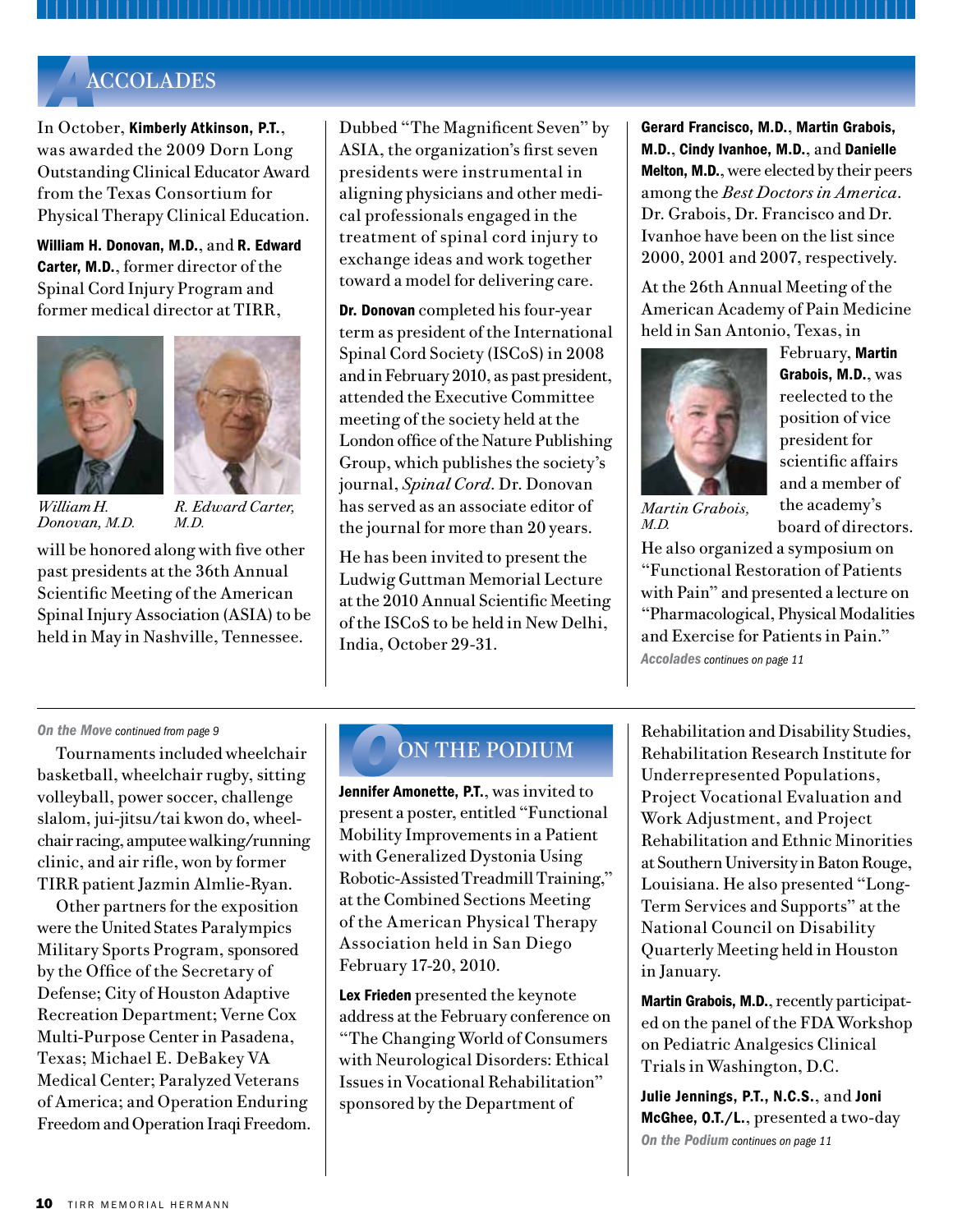# Accolades

In October, **Kimberly Atkinson, P.T.**, was awarded the 2009 Dorn Long Outstanding Clinical Educator Award from the Texas Consortium for Physical Therapy Clinical Education.

**William H. Donovan, M.D.**, and **R. Edward Carter, M.D.**, former director of the Spinal Cord Injury Program and former medical director at TIRR, will be honored along with five other past presidents at the 36th Annual Scientific Meeting of the American Spinal Injury Association (ASIA) to be held in May in Nashville, Tennessee.

*William H. Donovan, M.D.*

*R. Edward Carter, M.D.*

Dubbed "The Magnificent Seven" by ASIA, the organization's first seven presidents were instrumental in aligning physicians and other medical professionals engaged in the treatment of spinal cord injury to exchange ideas and work together toward a model for delivering care.

**Dr. Donovan** completed his four-year term as president of the International Spinal Cord Society (ISCoS) in 2008 and in February 2010, as past president, attended the Executive Committee meeting of the society held at the London office of the Nature Publishing Group, which publishes the society's journal, *Spinal Cord*. Dr. Donovan has served as an associate editor of the journal for more than 20 years.

He has been invited to present the Ludwig Guttman Memorial Lecture at the 2010 Annual Scientific Meeting of the ISCoS to be held in New Delhi, India, October 29-31.

**Gerard Francisco, M.D.**, **Martin Grabois, M.D.**, **Cindy Ivanhoe, M.D.**, and **Danielle Melton, M.D.**, were elected by their peers among the *Best Doctors in America*. Dr. Grabois, Dr. Francisco and Dr. Ivanhoe have been on the list since 2000, 2001 and 2007, respectively.

At the 26th Annual Meeting of the American Academy of Pain Medicine held in San Antonio, Texas, in February, **Martin Grabois, M.D.**, was reelected to the position of vice president for scientific affairs and a member of the academy's board of directors. He also organized a symposium on "Functional Restoration of Patients with Pain" and presented a lecture on "Pharmacological, Physical Modalities and Exercise for Patients in Pain."

*Martin Grabois, M.D.*

***Accolades** continues on page 11*

---

***On the Move** continued from page 9*

Tournaments included wheelchair basketball, wheelchair rugby, sitting volleyball, power soccer, challenge slalom, jui-jitsu/tai kwon do, wheelchair racing, amputee walking/running clinic, and air rifle, won by former TIRR patient Jazmin Almlie-Ryan.

Other partners for the exposition were the United States Paralympics Military Sports Program, sponsored by the Office of the Secretary of Defense; City of Houston Adaptive Recreation Department; Verne Cox Multi-Purpose Center in Pasadena, Texas; Michael E. DeBakey VA Medical Center; Paralyzed Veterans of America; and Operation Enduring Freedom and Operation Iraqi Freedom.

# On the Podium

**Jennifer Amonette, P.T.**, was invited to present a poster, entitled "Functional Mobility Improvements in a Patient with Generalized Dystonia Using Robotic-Assisted Treadmill Training," at the Combined Sections Meeting of the American Physical Therapy Association held in San Diego February 17-20, 2010.

**Lex Frieden** presented the keynote address at the February conference on "The Changing World of Consumers with Neurological Disorders: Ethical Issues in Vocational Rehabilitation" sponsored by the Department of Rehabilitation and Disability Studies, Rehabilitation Research Institute for Underrepresented Populations, Project Vocational Evaluation and Work Adjustment, and Project Rehabilitation and Ethnic Minorities at Southern University in Baton Rouge, Louisiana. He also presented "Long-Term Services and Supports" at the National Council on Disability Quarterly Meeting held in Houston in January.

**Martin Grabois, M.D.**, recently participated on the panel of the FDA Workshop on Pediatric Analgesics Clinical Trials in Washington, D.C.

**Julie Jennings, P.T., N.C.S.**, and **Joni McGhee, O.T./L.**, presented a two-day

***On the Podium** continues on page 11*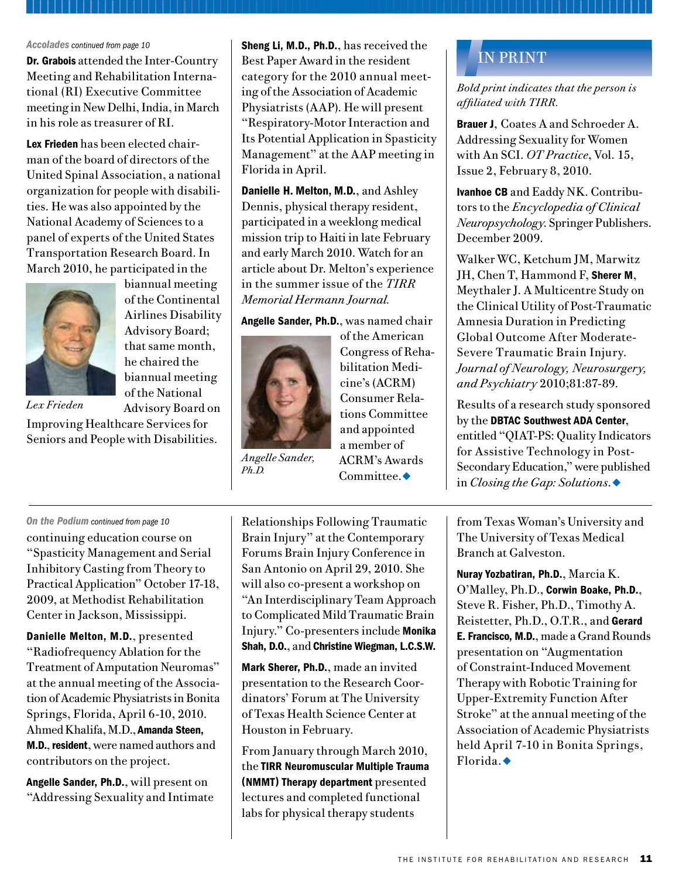*Accolades continued from page 10*

**Dr. Grabois** attended the Inter-Country Meeting and Rehabilitation International (RI) Executive Committee meeting in New Delhi, India, in March in his role as treasurer of RI.

**Lex Frieden** has been elected chairman of the board of directors of the United Spinal Association, a national organization for people with disabilities. He was also appointed by the National Academy of Sciences to a panel of experts of the United States Transportation Research Board. In March 2010, he participated in the biannual meeting of the Continental Airlines Disability Advisory Board; that same month, he chaired the biannual meeting of the National Advisory Board on Improving Healthcare Services for Seniors and People with Disabilities.

*Lex Frieden*

**Sheng Li, M.D., Ph.D.**, has received the Best Paper Award in the resident category for the 2010 annual meeting of the Association of Academic Physiatrists (AAP). He will present "Respiratory-Motor Interaction and Its Potential Application in Spasticity Management" at the AAP meeting in Florida in April.

**Danielle H. Melton, M.D.**, and Ashley Dennis, physical therapy resident, participated in a weeklong medical mission trip to Haiti in late February and early March 2010. Watch for an article about Dr. Melton's experience in the summer issue of the *TIRR Memorial Hermann Journal*.

**Angelle Sander, Ph.D.**, was named chair of the American Congress of Rehabilitation Medicine's (ACRM) Consumer Relations Committee and appointed a member of ACRM's Awards Committee.◆

*Angelle Sander, Ph.D.*

## IN PRINT

*Bold print indicates that the person is affiliated with TIRR.*

**Brauer J**, Coates A and Schroeder A. Addressing Sexuality for Women with An SCI. *OT Practice*, Vol. 15, Issue 2, February 8, 2010.

**Ivanhoe CB** and Eaddy NK. Contributors to the *Encyclopedia of Clinical Neuropsychology*. Springer Publishers. December 2009.

Walker WC, Ketchum JM, Marwitz JH, Chen T, Hammond F, **Sherer M**, Meythaler J. A Multicentre Study on the Clinical Utility of Post-Traumatic Amnesia Duration in Predicting Global Outcome After Moderate-Severe Traumatic Brain Injury. *Journal of Neurology, Neurosurgery, and Psychiatry* 2010;81:87-89.

Results of a research study sponsored by the **DBTAC Southwest ADA Center**, entitled "QIAT-PS: Quality Indicators for Assistive Technology in Post-Secondary Education," were published in *Closing the Gap: Solutions*.◆

---

*On the Podium continued from page 10*

continuing education course on "Spasticity Management and Serial Inhibitory Casting from Theory to Practical Application" October 17-18, 2009, at Methodist Rehabilitation Center in Jackson, Mississippi.

**Danielle Melton, M.D.**, presented "Radiofrequency Ablation for the Treatment of Amputation Neuromas" at the annual meeting of the Association of Academic Physiatrists in Bonita Springs, Florida, April 6-10, 2010. Ahmed Khalifa, M.D., **Amanda Steen, M.D.**, **resident**, were named authors and contributors on the project.

**Angelle Sander, Ph.D.**, will present on "Addressing Sexuality and Intimate Relationships Following Traumatic Brain Injury" at the Contemporary Forums Brain Injury Conference in San Antonio on April 29, 2010. She will also co-present a workshop on "An Interdisciplinary Team Approach to Complicated Mild Traumatic Brain Injury." Co-presenters include **Monika Shah, D.O.**, and **Christine Wiegman, L.C.S.W.**

**Mark Sherer, Ph.D.**, made an invited presentation to the Research Coordinators' Forum at The University of Texas Health Science Center at Houston in February.

From January through March 2010, the **TIRR Neuromuscular Multiple Trauma (NMMT) Therapy department** presented lectures and completed functional labs for physical therapy students from Texas Woman's University and The University of Texas Medical Branch at Galveston.

**Nuray Yozbatiran, Ph.D.**, Marcia K. O'Malley, Ph.D., **Corwin Boake, Ph.D.**, Steve R. Fisher, Ph.D., Timothy A. Reistetter, Ph.D., O.T.R., and **Gerard E. Francisco, M.D.**, made a Grand Rounds presentation on "Augmentation of Constraint-Induced Movement Therapy with Robotic Training for Upper-Extremity Function After Stroke" at the annual meeting of the Association of Academic Physiatrists held April 7-10 in Bonita Springs, Florida.◆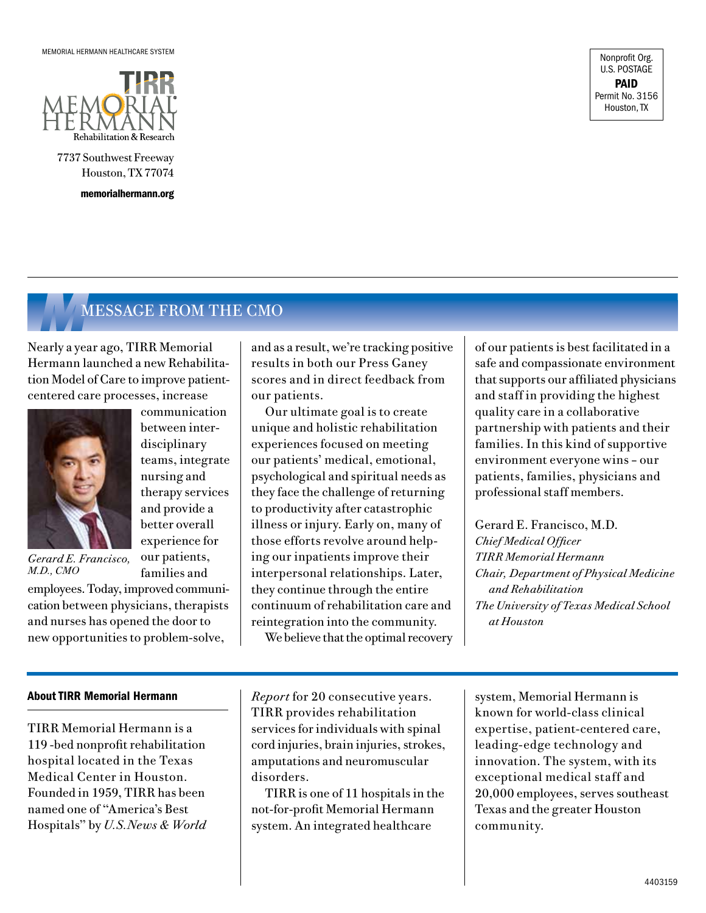MEMORIAL HERMANN HEALTHCARE SYSTEM

TIRR MEMORIAL HERMANN
Rehabilitation & Research

7737 Southwest Freeway
Houston, TX 77074

**memorialhermann.org**

Nonprofit Org.
U.S. POSTAGE
**PAID**
Permit No. 3156
Houston, TX

## MESSAGE FROM THE CMO

Nearly a year ago, TIRR Memorial Hermann launched a new Rehabilitation Model of Care to improve patient-centered care processes, increase communication between interdisciplinary teams, integrate nursing and therapy services and provide a better overall experience for our patients, families and employees. Today, improved communication between physicians, therapists and nurses has opened the door to new opportunities to problem-solve, and as a result, we're tracking positive results in both our Press Ganey scores and in direct feedback from our patients.

*Gerard E. Francisco, M.D., CMO*

Our ultimate goal is to create unique and holistic rehabilitation experiences focused on meeting our patients' medical, emotional, psychological and spiritual needs as they face the challenge of returning to productivity after catastrophic illness or injury. Early on, many of those efforts revolve around helping our inpatients improve their interpersonal relationships. Later, they continue through the entire continuum of rehabilitation care and reintegration into the community.

We believe that the optimal recovery of our patients is best facilitated in a safe and compassionate environment that supports our affiliated physicians and staff in providing the highest quality care in a collaborative partnership with patients and their families. In this kind of supportive environment everyone wins – our patients, families, physicians and professional staff members.

Gerard E. Francisco, M.D.
*Chief Medical Officer*
*TIRR Memorial Hermann*
*Chair, Department of Physical Medicine and Rehabilitation*
*The University of Texas Medical School at Houston*

### About TIRR Memorial Hermann

TIRR Memorial Hermann is a 119 -bed nonprofit rehabilitation hospital located in the Texas Medical Center in Houston. Founded in 1959, TIRR has been named one of "America's Best Hospitals" by *U.S.News & World Report* for 20 consecutive years. TIRR provides rehabilitation services for individuals with spinal cord injuries, brain injuries, strokes, amputations and neuromuscular disorders.

TIRR is one of 11 hospitals in the not-for-profit Memorial Hermann system. An integrated healthcare system, Memorial Hermann is known for world-class clinical expertise, patient-centered care, leading-edge technology and innovation. The system, with its exceptional medical staff and 20,000 employees, serves southeast Texas and the greater Houston community.

4403159